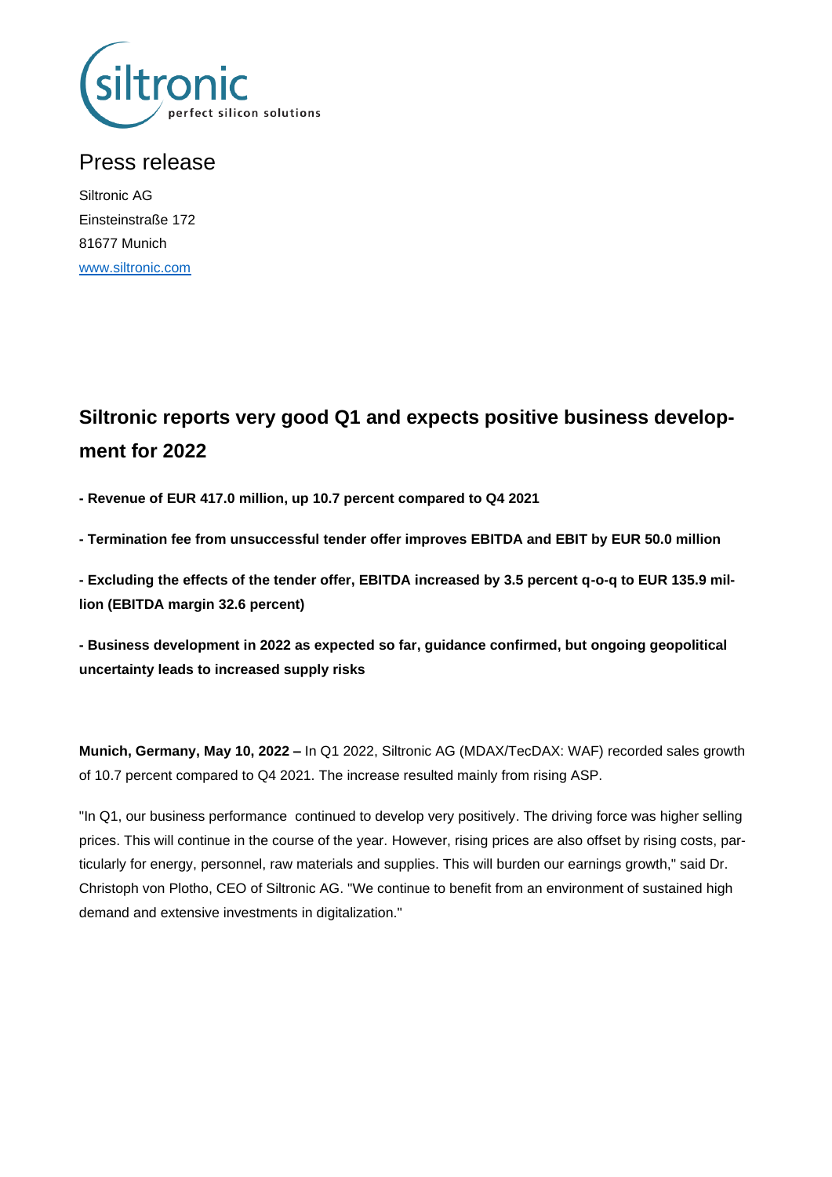# Press release

Siltronic AG
Einsteinstraße 172
81677 Munich
www.siltronic.com

## Siltronic reports very good Q1 and expects positive business development for 2022

**- Revenue of EUR 417.0 million, up 10.7 percent compared to Q4 2021**

**- Termination fee from unsuccessful tender offer improves EBITDA and EBIT by EUR 50.0 million**

**- Excluding the effects of the tender offer, EBITDA increased by 3.5 percent q-o-q to EUR 135.9 million (EBITDA margin 32.6 percent)**

**- Business development in 2022 as expected so far, guidance confirmed, but ongoing geopolitical uncertainty leads to increased supply risks**

**Munich, Germany, May 10, 2022 –** In Q1 2022, Siltronic AG (MDAX/TecDAX: WAF) recorded sales growth of 10.7 percent compared to Q4 2021. The increase resulted mainly from rising ASP.

"In Q1, our business performance continued to develop very positively. The driving force was higher selling prices. This will continue in the course of the year. However, rising prices are also offset by rising costs, particularly for energy, personnel, raw materials and supplies. This will burden our earnings growth," said Dr. Christoph von Plotho, CEO of Siltronic AG. "We continue to benefit from an environment of sustained high demand and extensive investments in digitalization."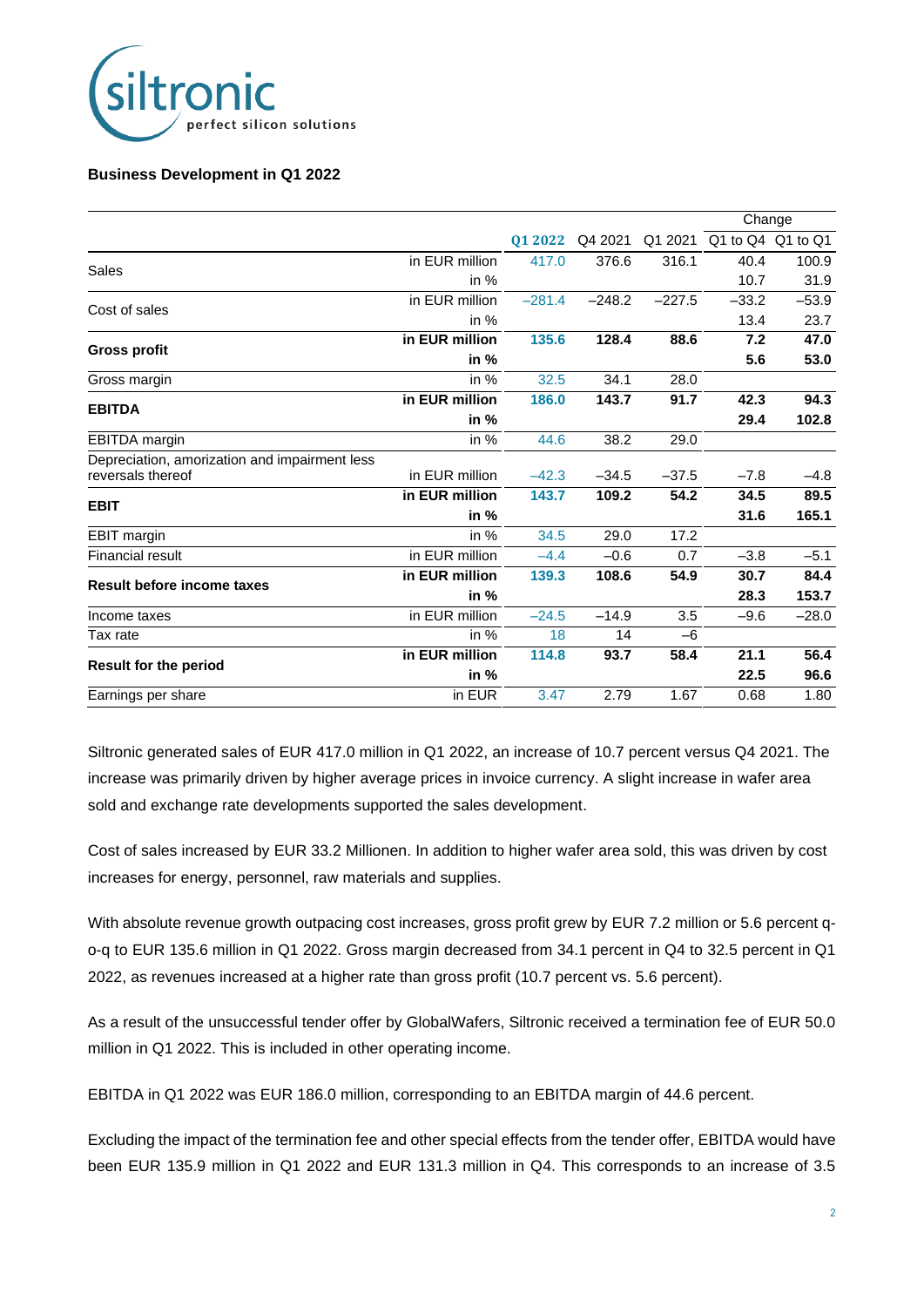## Business Development in Q1 2022

| | | Q1 2022 | Q4 2021 | Q1 2021 | Change Q1 to Q4 | Change Q1 to Q1 |
|---|---|---|---|---|---|---|
| Sales | in EUR million | 417.0 | 376.6 | 316.1 | 40.4 | 100.9 |
| | in % | | | | 10.7 | 31.9 |
| Cost of sales | in EUR million | –281.4 | –248.2 | –227.5 | –33.2 | –53.9 |
| | in % | | | | 13.4 | 23.7 |
| **Gross profit** | **in EUR million** | **135.6** | **128.4** | **88.6** | **7.2** | **47.0** |
| | **in %** | | | | **5.6** | **53.0** |
| Gross margin | in % | 32.5 | 34.1 | 28.0 | | |
| **EBITDA** | **in EUR million** | **186.0** | **143.7** | **91.7** | **42.3** | **94.3** |
| | **in %** | | | | **29.4** | **102.8** |
| EBITDA margin | in % | 44.6 | 38.2 | 29.0 | | |
| Depreciation, amorization and impairment less reversals thereof | in EUR million | –42.3 | –34.5 | –37.5 | –7.8 | –4.8 |
| **EBIT** | **in EUR million** | **143.7** | **109.2** | **54.2** | **34.5** | **89.5** |
| | **in %** | | | | **31.6** | **165.1** |
| EBIT margin | in % | 34.5 | 29.0 | 17.2 | | |
| Financial result | in EUR million | –4.4 | –0.6 | 0.7 | –3.8 | –5.1 |
| **Result before income taxes** | **in EUR million** | **139.3** | **108.6** | **54.9** | **30.7** | **84.4** |
| | **in %** | | | | **28.3** | **153.7** |
| Income taxes | in EUR million | –24.5 | –14.9 | 3.5 | –9.6 | –28.0 |
| Tax rate | in % | 18 | 14 | –6 | | |
| **Result for the period** | **in EUR million** | **114.8** | **93.7** | **58.4** | **21.1** | **56.4** |
| | **in %** | | | | **22.5** | **96.6** |
| Earnings per share | in EUR | 3.47 | 2.79 | 1.67 | 0.68 | 1.80 |

Siltronic generated sales of EUR 417.0 million in Q1 2022, an increase of 10.7 percent versus Q4 2021. The increase was primarily driven by higher average prices in invoice currency. A slight increase in wafer area sold and exchange rate developments supported the sales development.

Cost of sales increased by EUR 33.2 Millionen. In addition to higher wafer area sold, this was driven by cost increases for energy, personnel, raw materials and supplies.

With absolute revenue growth outpacing cost increases, gross profit grew by EUR 7.2 million or 5.6 percent q-o-q to EUR 135.6 million in Q1 2022. Gross margin decreased from 34.1 percent in Q4 to 32.5 percent in Q1 2022, as revenues increased at a higher rate than gross profit (10.7 percent vs. 5.6 percent).

As a result of the unsuccessful tender offer by GlobalWafers, Siltronic received a termination fee of EUR 50.0 million in Q1 2022. This is included in other operating income.

EBITDA in Q1 2022 was EUR 186.0 million, corresponding to an EBITDA margin of 44.6 percent.

Excluding the impact of the termination fee and other special effects from the tender offer, EBITDA would have been EUR 135.9 million in Q1 2022 and EUR 131.3 million in Q4. This corresponds to an increase of 3.5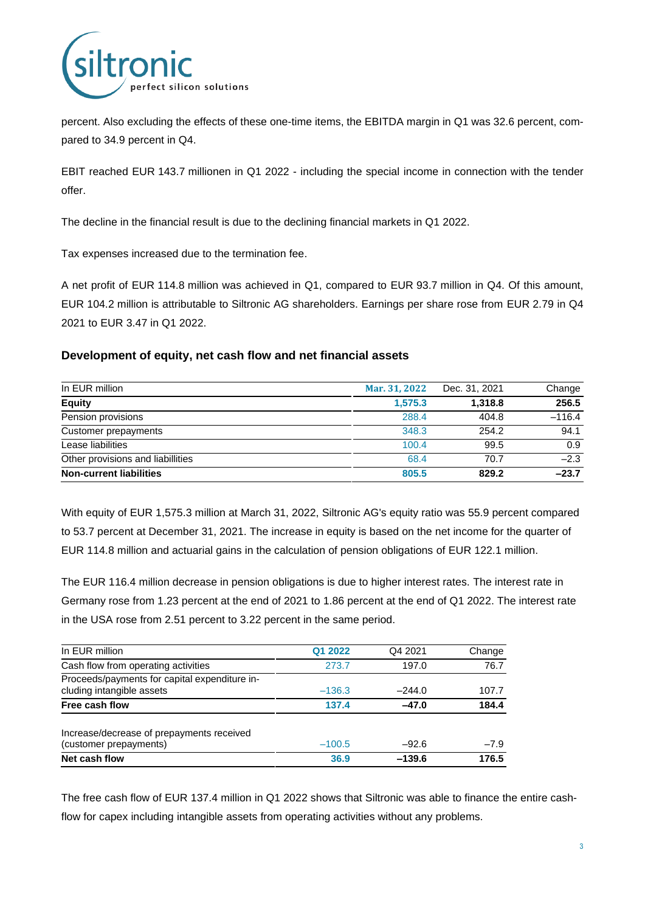percent. Also excluding the effects of these one-time items, the EBITDA margin in Q1 was 32.6 percent, compared to 34.9 percent in Q4.

EBIT reached EUR 143.7 millionen in Q1 2022 - including the special income in connection with the tender offer.

The decline in the financial result is due to the declining financial markets in Q1 2022.

Tax expenses increased due to the termination fee.

A net profit of EUR 114.8 million was achieved in Q1, compared to EUR 93.7 million in Q4. Of this amount, EUR 104.2 million is attributable to Siltronic AG shareholders. Earnings per share rose from EUR 2.79 in Q4 2021 to EUR 3.47 in Q1 2022.

### Development of equity, net cash flow and net financial assets

| In EUR million | Mar. 31, 2022 | Dec. 31, 2021 | Change |
|---|---|---|---|
| **Equity** | **1,575.3** | **1,318.8** | **256.5** |
| Pension provisions | 288.4 | 404.8 | –116.4 |
| Customer prepayments | 348.3 | 254.2 | 94.1 |
| Lease liabilities | 100.4 | 99.5 | 0.9 |
| Other provisions and liabillities | 68.4 | 70.7 | –2.3 |
| **Non-current liabilities** | **805.5** | **829.2** | **–23.7** |

With equity of EUR 1,575.3 million at March 31, 2022, Siltronic AG's equity ratio was 55.9 percent compared to 53.7 percent at December 31, 2021. The increase in equity is based on the net income for the quarter of EUR 114.8 million and actuarial gains in the calculation of pension obligations of EUR 122.1 million.

The EUR 116.4 million decrease in pension obligations is due to higher interest rates. The interest rate in Germany rose from 1.23 percent at the end of 2021 to 1.86 percent at the end of Q1 2022. The interest rate in the USA rose from 2.51 percent to 3.22 percent in the same period.

| In EUR million | Q1 2022 | Q4 2021 | Change |
|---|---|---|---|
| Cash flow from operating activities | 273.7 | 197.0 | 76.7 |
| Proceeds/payments for capital expenditure including intangible assets | –136.3 | –244.0 | 107.7 |
| **Free cash flow** | **137.4** | **–47.0** | **184.4** |
| Increase/decrease of prepayments received (customer prepayments) | –100.5 | –92.6 | –7.9 |
| **Net cash flow** | **36.9** | **–139.6** | **176.5** |

The free cash flow of EUR 137.4 million in Q1 2022 shows that Siltronic was able to finance the entire cashflow for capex including intangible assets from operating activities without any problems.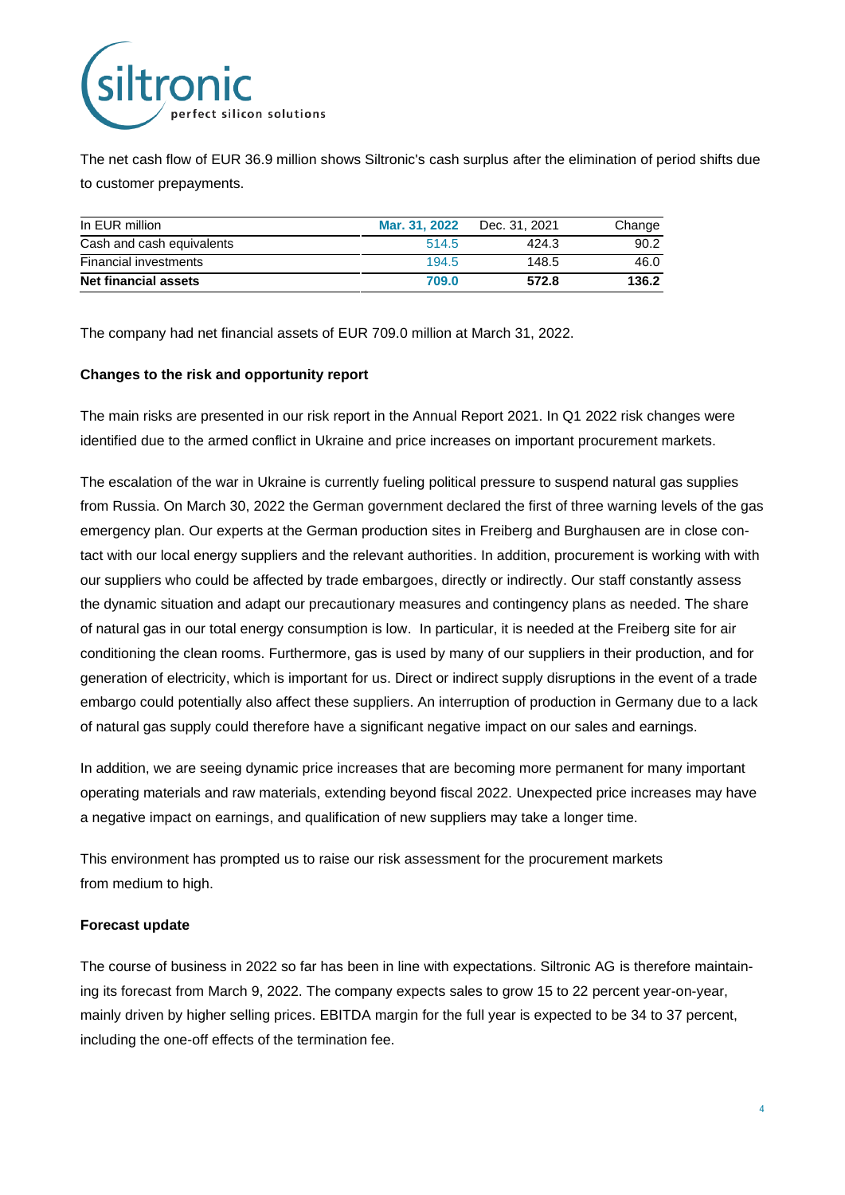The net cash flow of EUR 36.9 million shows Siltronic's cash surplus after the elimination of period shifts due to customer prepayments.

| In EUR million | Mar. 31, 2022 | Dec. 31, 2021 | Change |
|---|---|---|---|
| Cash and cash equivalents | 514.5 | 424.3 | 90.2 |
| Financial investments | 194.5 | 148.5 | 46.0 |
| **Net financial assets** | **709.0** | **572.8** | **136.2** |

The company had net financial assets of EUR 709.0 million at March 31, 2022.

**Changes to the risk and opportunity report**

The main risks are presented in our risk report in the Annual Report 2021. In Q1 2022 risk changes were identified due to the armed conflict in Ukraine and price increases on important procurement markets.

The escalation of the war in Ukraine is currently fueling political pressure to suspend natural gas supplies from Russia. On March 30, 2022 the German government declared the first of three warning levels of the gas emergency plan. Our experts at the German production sites in Freiberg and Burghausen are in close contact with our local energy suppliers and the relevant authorities. In addition, procurement is working with with our suppliers who could be affected by trade embargoes, directly or indirectly. Our staff constantly assess the dynamic situation and adapt our precautionary measures and contingency plans as needed. The share of natural gas in our total energy consumption is low. In particular, it is needed at the Freiberg site for air conditioning the clean rooms. Furthermore, gas is used by many of our suppliers in their production, and for generation of electricity, which is important for us. Direct or indirect supply disruptions in the event of a trade embargo could potentially also affect these suppliers. An interruption of production in Germany due to a lack of natural gas supply could therefore have a significant negative impact on our sales and earnings.

In addition, we are seeing dynamic price increases that are becoming more permanent for many important operating materials and raw materials, extending beyond fiscal 2022. Unexpected price increases may have a negative impact on earnings, and qualification of new suppliers may take a longer time.

This environment has prompted us to raise our risk assessment for the procurement markets from medium to high.

**Forecast update**

The course of business in 2022 so far has been in line with expectations. Siltronic AG is therefore maintaining its forecast from March 9, 2022. The company expects sales to grow 15 to 22 percent year-on-year, mainly driven by higher selling prices. EBITDA margin for the full year is expected to be 34 to 37 percent, including the one-off effects of the termination fee.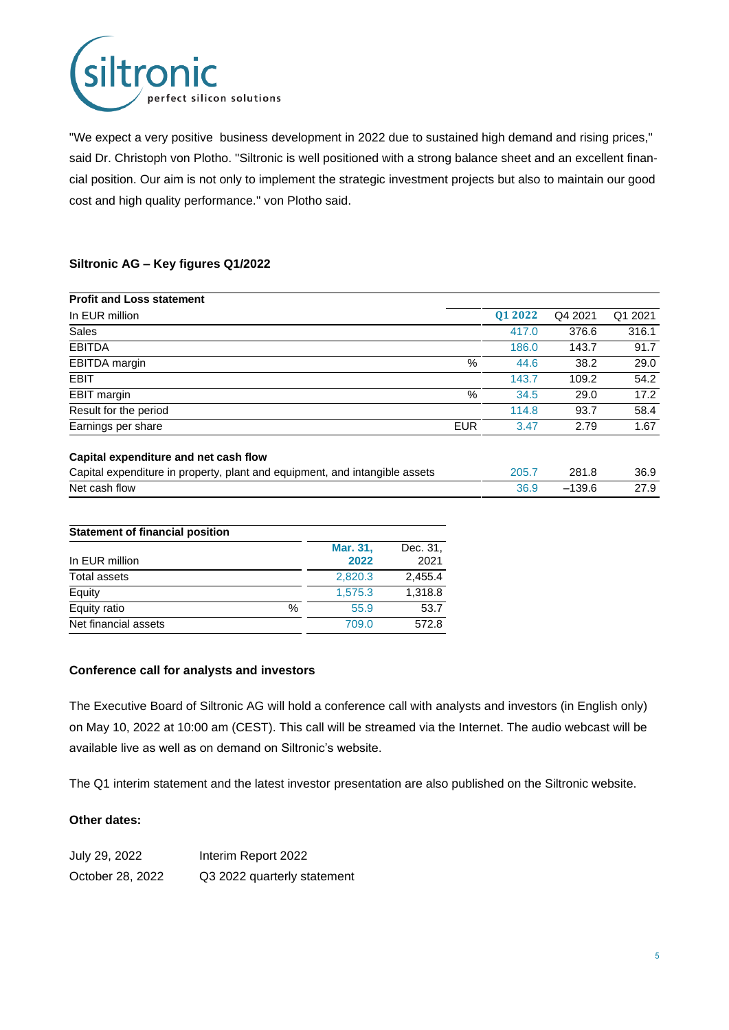"We expect a very positive business development in 2022 due to sustained high demand and rising prices," said Dr. Christoph von Plotho. "Siltronic is well positioned with a strong balance sheet and an excellent financial position. Our aim is not only to implement the strategic investment projects but also to maintain our good cost and high quality performance." von Plotho said.

### Siltronic AG – Key figures Q1/2022

| Profit and Loss statement | | | | |
|---|---|---|---|---|
| In EUR million | | Q1 2022 | Q4 2021 | Q1 2021 |
| Sales | | 417.0 | 376.6 | 316.1 |
| EBITDA | | 186.0 | 143.7 | 91.7 |
| EBITDA margin | % | 44.6 | 38.2 | 29.0 |
| EBIT | | 143.7 | 109.2 | 54.2 |
| EBIT margin | % | 34.5 | 29.0 | 17.2 |
| Result for the period | | 114.8 | 93.7 | 58.4 |
| Earnings per share | EUR | 3.47 | 2.79 | 1.67 |
| **Capital expenditure and net cash flow** | | | | |
| Capital expenditure in property, plant and equipment, and intangible assets | | 205.7 | 281.8 | 36.9 |
| Net cash flow | | 36.9 | –139.6 | 27.9 |

| Statement of financial position | | | |
|---|---|---|---|
| In EUR million | | Mar. 31, 2022 | Dec. 31, 2021 |
| Total assets | | 2,820.3 | 2,455.4 |
| Equity | | 1,575.3 | 1,318.8 |
| Equity ratio | % | 55.9 | 53.7 |
| Net financial assets | | 709.0 | 572.8 |

### Conference call for analysts and investors

The Executive Board of Siltronic AG will hold a conference call with analysts and investors (in English only) on May 10, 2022 at 10:00 am (CEST). This call will be streamed via the Internet. The audio webcast will be available live as well as on demand on Siltronic's website.

The Q1 interim statement and the latest investor presentation are also published on the Siltronic website.

### Other dates:

| | |
|---|---|
| July 29, 2022 | Interim Report 2022 |
| October 28, 2022 | Q3 2022 quarterly statement |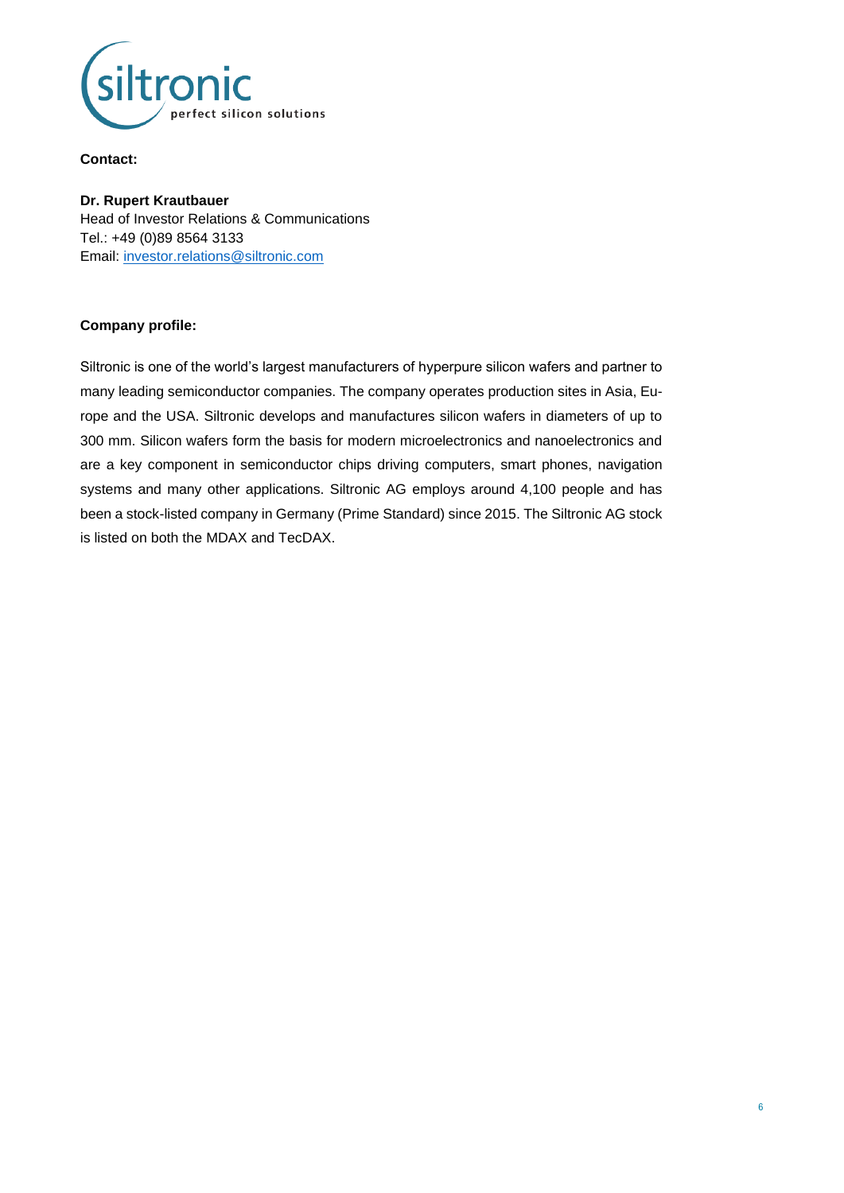**Contact:**

**Dr. Rupert Krautbauer**
Head of Investor Relations & Communications
Tel.: +49 (0)89 8564 3133
Email: investor.relations@siltronic.com

**Company profile:**

Siltronic is one of the world's largest manufacturers of hyperpure silicon wafers and partner to many leading semiconductor companies. The company operates production sites in Asia, Europe and the USA. Siltronic develops and manufactures silicon wafers in diameters of up to 300 mm. Silicon wafers form the basis for modern microelectronics and nanoelectronics and are a key component in semiconductor chips driving computers, smart phones, navigation systems and many other applications. Siltronic AG employs around 4,100 people and has been a stock-listed company in Germany (Prime Standard) since 2015. The Siltronic AG stock is listed on both the MDAX and TecDAX.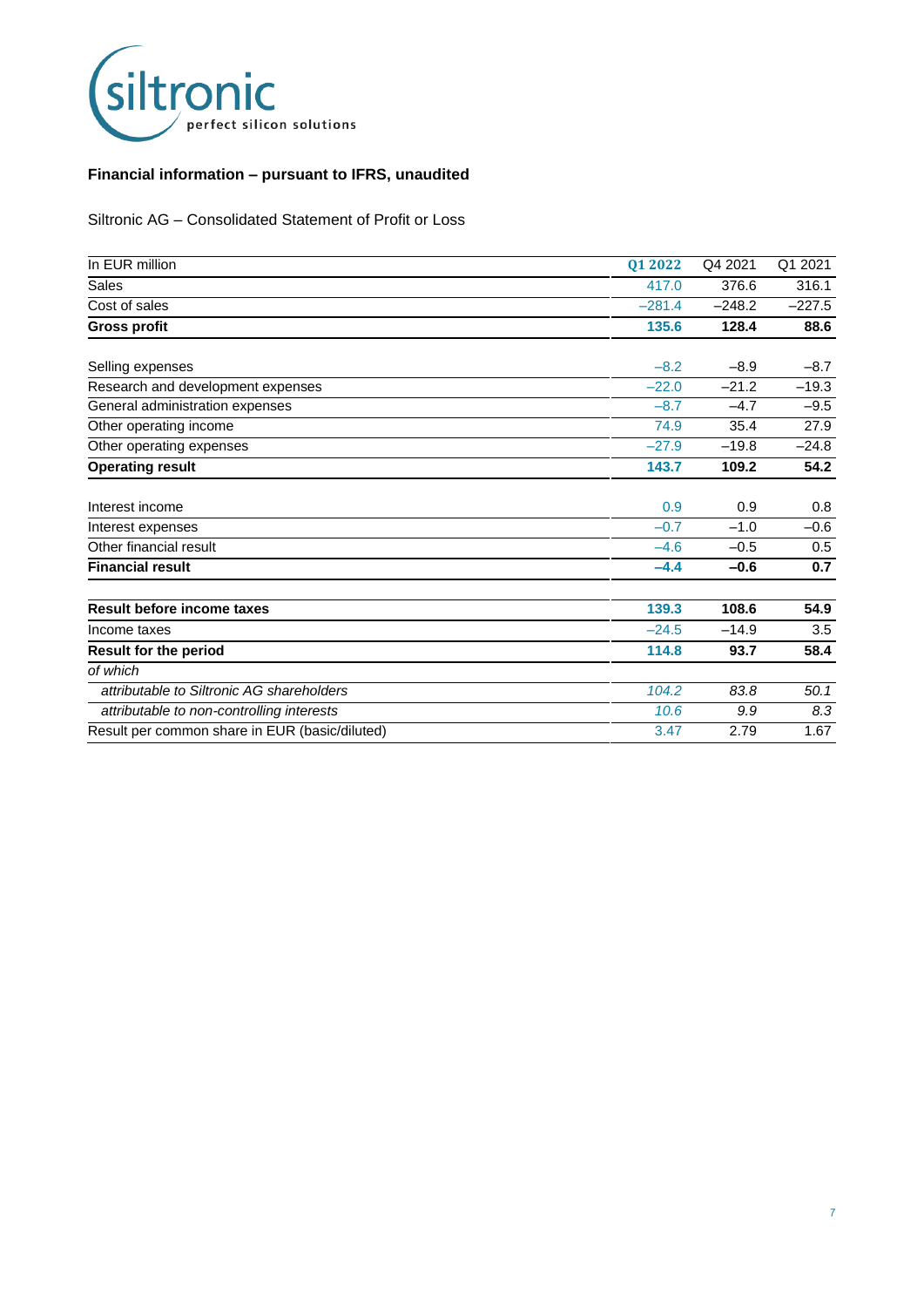## Financial information – pursuant to IFRS, unaudited

Siltronic AG – Consolidated Statement of Profit or Loss

| In EUR million | Q1 2022 | Q4 2021 | Q1 2021 |
|---|---|---|---|
| Sales | 417.0 | 376.6 | 316.1 |
| Cost of sales | –281.4 | –248.2 | –227.5 |
| **Gross profit** | **135.6** | **128.4** | **88.6** |
| | | | |
| Selling expenses | –8.2 | –8.9 | –8.7 |
| Research and development expenses | –22.0 | –21.2 | –19.3 |
| General administration expenses | –8.7 | –4.7 | –9.5 |
| Other operating income | 74.9 | 35.4 | 27.9 |
| Other operating expenses | –27.9 | –19.8 | –24.8 |
| **Operating result** | **143.7** | **109.2** | **54.2** |
| | | | |
| Interest income | 0.9 | 0.9 | 0.8 |
| Interest expenses | –0.7 | –1.0 | –0.6 |
| Other financial result | –4.6 | –0.5 | 0.5 |
| **Financial result** | **–4.4** | **–0.6** | **0.7** |
| | | | |
| **Result before income taxes** | **139.3** | **108.6** | **54.9** |
| Income taxes | –24.5 | –14.9 | 3.5 |
| **Result for the period** | **114.8** | **93.7** | **58.4** |
| *of which* | | | |
| *attributable to Siltronic AG shareholders* | *104.2* | *83.8* | *50.1* |
| *attributable to non-controlling interests* | *10.6* | *9.9* | *8.3* |
| Result per common share in EUR (basic/diluted) | 3.47 | 2.79 | 1.67 |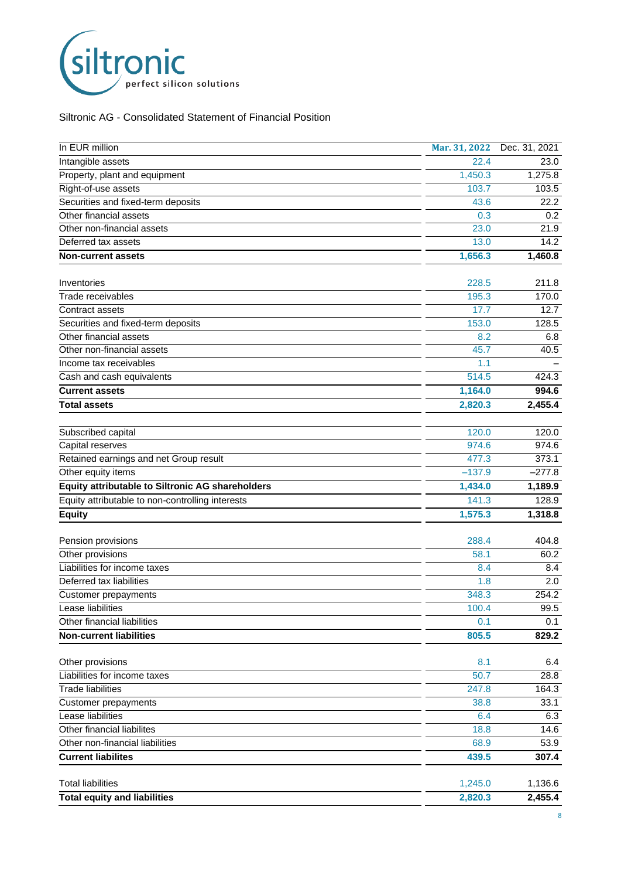Siltronic AG - Consolidated Statement of Financial Position

| In EUR million | Mar. 31, 2022 | Dec. 31, 2021 |
|---|---|---|
| Intangible assets | 22.4 | 23.0 |
| Property, plant and equipment | 1,450.3 | 1,275.8 |
| Right-of-use assets | 103.7 | 103.5 |
| Securities and fixed-term deposits | 43.6 | 22.2 |
| Other financial assets | 0.3 | 0.2 |
| Other non-financial assets | 23.0 | 21.9 |
| Deferred tax assets | 13.0 | 14.2 |
| **Non-current assets** | **1,656.3** | **1,460.8** |
| | | |
| Inventories | 228.5 | 211.8 |
| Trade receivables | 195.3 | 170.0 |
| Contract assets | 17.7 | 12.7 |
| Securities and fixed-term deposits | 153.0 | 128.5 |
| Other financial assets | 8.2 | 6.8 |
| Other non-financial assets | 45.7 | 40.5 |
| Income tax receivables | 1.1 | – |
| Cash and cash equivalents | 514.5 | 424.3 |
| **Current assets** | **1,164.0** | **994.6** |
| **Total assets** | **2,820.3** | **2,455.4** |
| | | |
| Subscribed capital | 120.0 | 120.0 |
| Capital reserves | 974.6 | 974.6 |
| Retained earnings and net Group result | 477.3 | 373.1 |
| Other equity items | −137.9 | −277.8 |
| **Equity attributable to Siltronic AG shareholders** | **1,434.0** | **1,189.9** |
| Equity attributable to non-controlling interests | 141.3 | 128.9 |
| **Equity** | **1,575.3** | **1,318.8** |
| | | |
| Pension provisions | 288.4 | 404.8 |
| Other provisions | 58.1 | 60.2 |
| Liabilities for income taxes | 8.4 | 8.4 |
| Deferred tax liabilities | 1.8 | 2.0 |
| Customer prepayments | 348.3 | 254.2 |
| Lease liabilities | 100.4 | 99.5 |
| Other financial liabilities | 0.1 | 0.1 |
| **Non-current liabilities** | **805.5** | **829.2** |
| | | |
| Other provisions | 8.1 | 6.4 |
| Liabilities for income taxes | 50.7 | 28.8 |
| Trade liabilities | 247.8 | 164.3 |
| Customer prepayments | 38.8 | 33.1 |
| Lease liabilities | 6.4 | 6.3 |
| Other financial liabilites | 18.8 | 14.6 |
| Other non-financial liabilities | 68.9 | 53.9 |
| **Current liabilites** | **439.5** | **307.4** |
| | | |
| Total liabilities | 1,245.0 | 1,136.6 |
| **Total equity and liabilities** | **2,820.3** | **2,455.4** |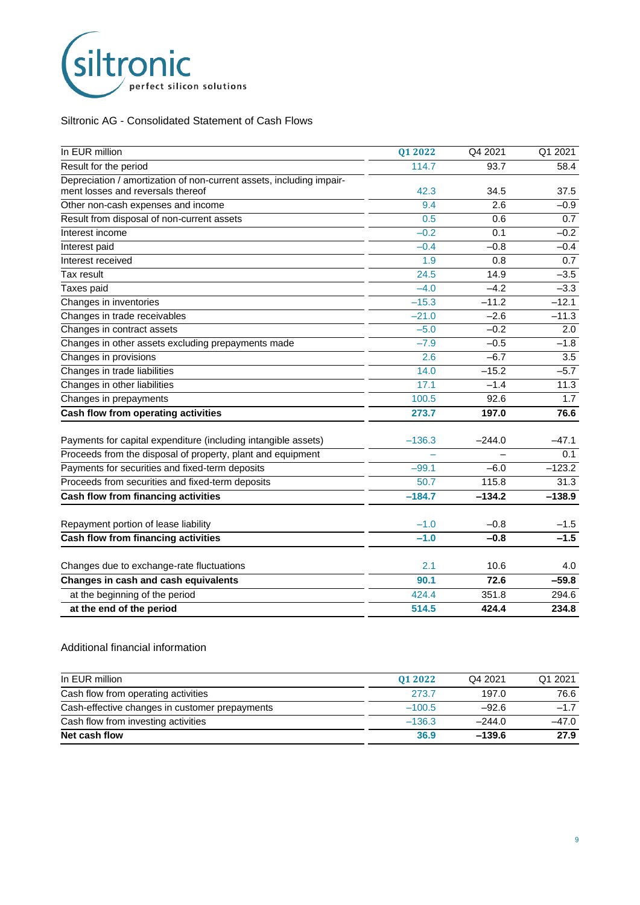Siltronic AG - Consolidated Statement of Cash Flows

| In EUR million | Q1 2022 | Q4 2021 | Q1 2021 |
|---|---|---|---|
| Result for the period | 114.7 | 93.7 | 58.4 |
| Depreciation / amortization of non-current assets, including impairment losses and reversals thereof | 42.3 | 34.5 | 37.5 |
| Other non-cash expenses and income | 9.4 | 2.6 | –0.9 |
| Result from disposal of non-current assets | 0.5 | 0.6 | 0.7 |
| Interest income | –0.2 | 0.1 | –0.2 |
| Interest paid | –0.4 | –0.8 | –0.4 |
| Interest received | 1.9 | 0.8 | 0.7 |
| Tax result | 24.5 | 14.9 | –3.5 |
| Taxes paid | –4.0 | –4.2 | –3.3 |
| Changes in inventories | –15.3 | –11.2 | –12.1 |
| Changes in trade receivables | –21.0 | –2.6 | –11.3 |
| Changes in contract assets | –5.0 | –0.2 | 2.0 |
| Changes in other assets excluding prepayments made | –7.9 | –0.5 | –1.8 |
| Changes in provisions | 2.6 | –6.7 | 3.5 |
| Changes in trade liabilities | 14.0 | –15.2 | –5.7 |
| Changes in other liabilities | 17.1 | –1.4 | 11.3 |
| Changes in prepayments | 100.5 | 92.6 | 1.7 |
| **Cash flow from operating activities** | **273.7** | **197.0** | **76.6** |
| | | | |
| Payments for capital expenditure (including intangible assets) | –136.3 | –244.0 | –47.1 |
| Proceeds from the disposal of property, plant and equipment | – | – | 0.1 |
| Payments for securities and fixed-term deposits | –99.1 | –6.0 | –123.2 |
| Proceeds from securities and fixed-term deposits | 50.7 | 115.8 | 31.3 |
| **Cash flow from financing activities** | **–184.7** | **–134.2** | **–138.9** |
| | | | |
| Repayment portion of lease liability | –1.0 | –0.8 | –1.5 |
| **Cash flow from financing activities** | **–1.0** | **–0.8** | **–1.5** |
| | | | |
| Changes due to exchange-rate fluctuations | 2.1 | 10.6 | 4.0 |
| **Changes in cash and cash equivalents** | **90.1** | **72.6** | **–59.8** |
| at the beginning of the period | 424.4 | 351.8 | 294.6 |
| **at the end of the period** | **514.5** | **424.4** | **234.8** |

Additional financial information

| In EUR million | Q1 2022 | Q4 2021 | Q1 2021 |
|---|---|---|---|
| Cash flow from operating activities | 273.7 | 197.0 | 76.6 |
| Cash-effective changes in customer prepayments | –100.5 | –92.6 | –1.7 |
| Cash flow from investing activities | –136.3 | –244.0 | –47.0 |
| **Net cash flow** | **36.9** | **–139.6** | **27.9** |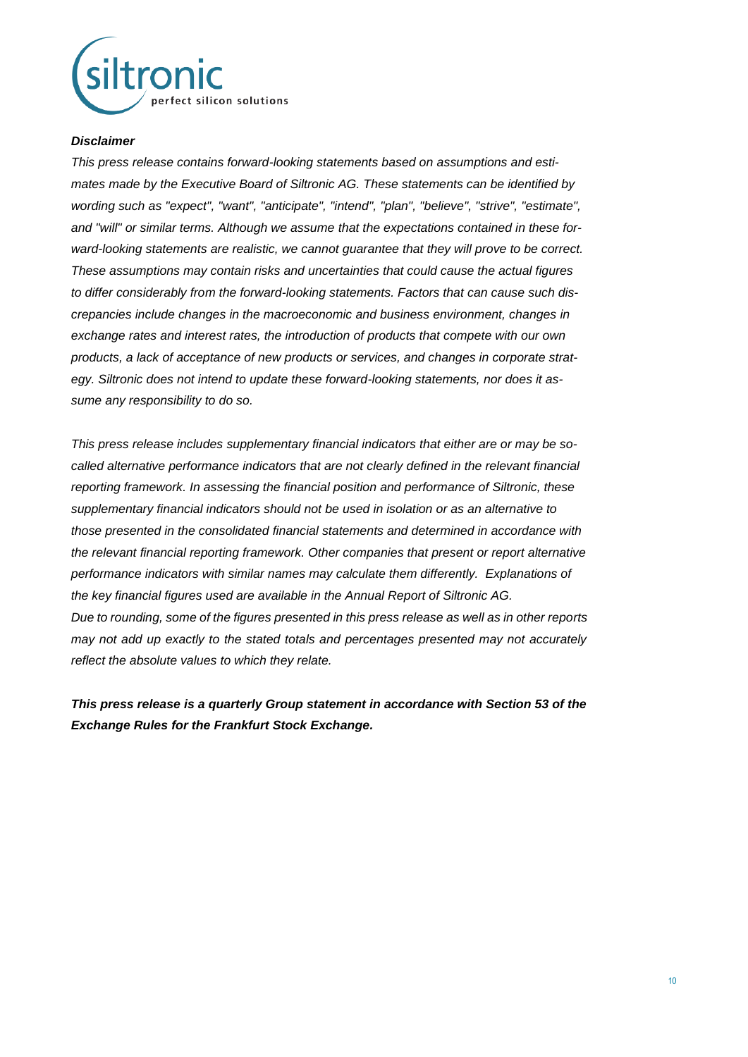***Disclaimer***

*This press release contains forward-looking statements based on assumptions and estimates made by the Executive Board of Siltronic AG. These statements can be identified by wording such as "expect", "want", "anticipate", "intend", "plan", "believe", "strive", "estimate", and "will" or similar terms. Although we assume that the expectations contained in these forward-looking statements are realistic, we cannot guarantee that they will prove to be correct. These assumptions may contain risks and uncertainties that could cause the actual figures to differ considerably from the forward-looking statements. Factors that can cause such discrepancies include changes in the macroeconomic and business environment, changes in exchange rates and interest rates, the introduction of products that compete with our own products, a lack of acceptance of new products or services, and changes in corporate strategy. Siltronic does not intend to update these forward-looking statements, nor does it assume any responsibility to do so.*

*This press release includes supplementary financial indicators that either are or may be so-called alternative performance indicators that are not clearly defined in the relevant financial reporting framework. In assessing the financial position and performance of Siltronic, these supplementary financial indicators should not be used in isolation or as an alternative to those presented in the consolidated financial statements and determined in accordance with the relevant financial reporting framework. Other companies that present or report alternative performance indicators with similar names may calculate them differently. Explanations of the key financial figures used are available in the Annual Report of Siltronic AG.*
*Due to rounding, some of the figures presented in this press release as well as in other reports may not add up exactly to the stated totals and percentages presented may not accurately reflect the absolute values to which they relate.*

***This press release is a quarterly Group statement in accordance with Section 53 of the Exchange Rules for the Frankfurt Stock Exchange.***